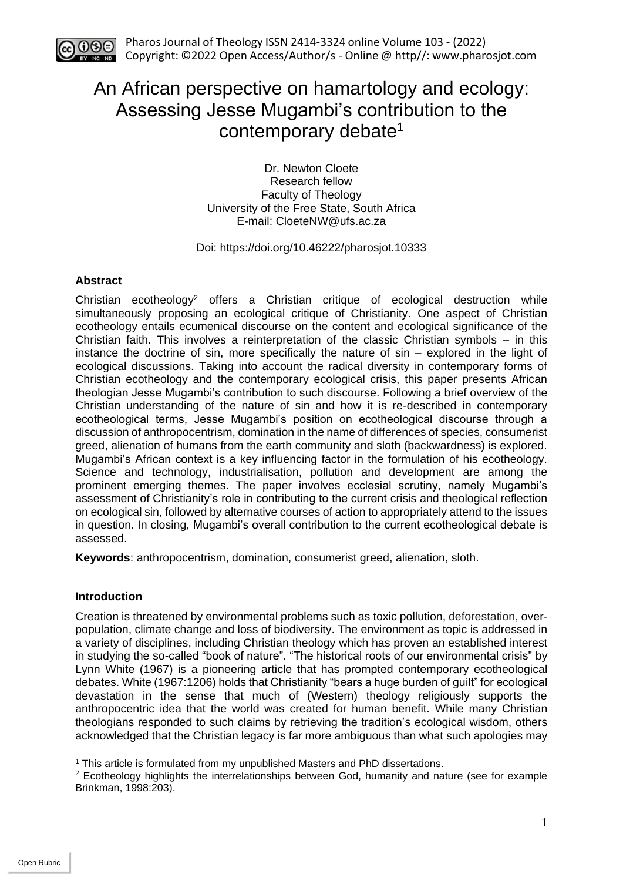# An African perspective on hamartology and ecology: Assessing Jesse Mugambi's contribution to the contemporary debate[1]

Dr. Newton Cloete
Research fellow
Faculty of Theology
University of the Free State, South Africa
E-mail: CloeteNW@ufs.ac.za

Doi: https://doi.org/10.46222/pharosjot.10333

### Abstract

Christian ecotheology[2] offers a Christian critique of ecological destruction while simultaneously proposing an ecological critique of Christianity. One aspect of Christian ecotheology entails ecumenical discourse on the content and ecological significance of the Christian faith. This involves a reinterpretation of the classic Christian symbols – in this instance the doctrine of sin, more specifically the nature of sin – explored in the light of ecological discussions. Taking into account the radical diversity in contemporary forms of Christian ecotheology and the contemporary ecological crisis, this paper presents African theologian Jesse Mugambi's contribution to such discourse. Following a brief overview of the Christian understanding of the nature of sin and how it is re-described in contemporary ecotheological terms, Jesse Mugambi's position on ecotheological discourse through a discussion of anthropocentrism, domination in the name of differences of species, consumerist greed, alienation of humans from the earth community and sloth (backwardness) is explored. Mugambi's African context is a key influencing factor in the formulation of his ecotheology. Science and technology, industrialisation, pollution and development are among the prominent emerging themes. The paper involves ecclesial scrutiny, namely Mugambi's assessment of Christianity's role in contributing to the current crisis and theological reflection on ecological sin, followed by alternative courses of action to appropriately attend to the issues in question. In closing, Mugambi's overall contribution to the current ecotheological debate is assessed.

**Keywords**: anthropocentrism, domination, consumerist greed, alienation, sloth.

### Introduction

Creation is threatened by environmental problems such as toxic pollution, deforestation, over-population, climate change and loss of biodiversity. The environment as topic is addressed in a variety of disciplines, including Christian theology which has proven an established interest in studying the so-called "book of nature". "The historical roots of our environmental crisis" by Lynn White (1967) is a pioneering article that has prompted contemporary ecotheological debates. White (1967:1206) holds that Christianity "bears a huge burden of guilt" for ecological devastation in the sense that much of (Western) theology religiously supports the anthropocentric idea that the world was created for human benefit. While many Christian theologians responded to such claims by retrieving the tradition's ecological wisdom, others acknowledged that the Christian legacy is far more ambiguous than what such apologies may

---

[1] This article is formulated from my unpublished Masters and PhD dissertations.

[2] Ecotheology highlights the interrelationships between God, humanity and nature (see for example Brinkman, 1998:203).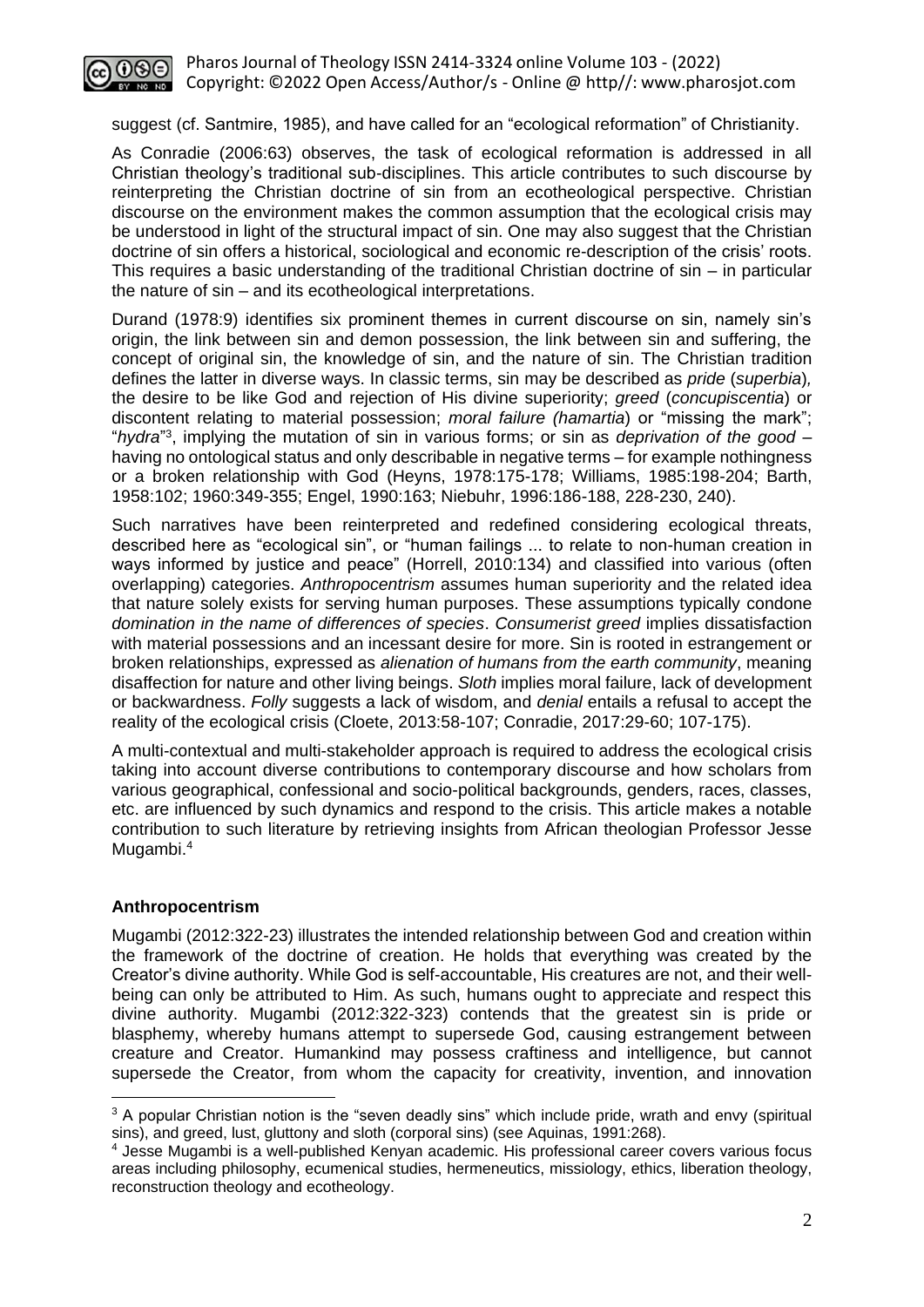suggest (cf. Santmire, 1985), and have called for an "ecological reformation" of Christianity.

As Conradie (2006:63) observes, the task of ecological reformation is addressed in all Christian theology's traditional sub-disciplines. This article contributes to such discourse by reinterpreting the Christian doctrine of sin from an ecotheological perspective. Christian discourse on the environment makes the common assumption that the ecological crisis may be understood in light of the structural impact of sin. One may also suggest that the Christian doctrine of sin offers a historical, sociological and economic re-description of the crisis' roots. This requires a basic understanding of the traditional Christian doctrine of sin – in particular the nature of sin – and its ecotheological interpretations.

Durand (1978:9) identifies six prominent themes in current discourse on sin, namely sin's origin, the link between sin and demon possession, the link between sin and suffering, the concept of original sin, the knowledge of sin, and the nature of sin. The Christian tradition defines the latter in diverse ways. In classic terms, sin may be described as *pride* (*superbia*), the desire to be like God and rejection of His divine superiority; *greed* (*concupiscentia*) or discontent relating to material possession; *moral failure (hamartia*) or "missing the mark"; "*hydra*"[3], implying the mutation of sin in various forms; or sin as *deprivation of the good* – having no ontological status and only describable in negative terms – for example nothingness or a broken relationship with God (Heyns, 1978:175-178; Williams, 1985:198-204; Barth, 1958:102; 1960:349-355; Engel, 1990:163; Niebuhr, 1996:186-188, 228-230, 240).

Such narratives have been reinterpreted and redefined considering ecological threats, described here as "ecological sin", or "human failings ... to relate to non-human creation in ways informed by justice and peace" (Horrell, 2010:134) and classified into various (often overlapping) categories. *Anthropocentrism* assumes human superiority and the related idea that nature solely exists for serving human purposes. These assumptions typically condone *domination in the name of differences of species*. *Consumerist greed* implies dissatisfaction with material possessions and an incessant desire for more. Sin is rooted in estrangement or broken relationships, expressed as *alienation of humans from the earth community*, meaning disaffection for nature and other living beings. *Sloth* implies moral failure, lack of development or backwardness. *Folly* suggests a lack of wisdom, and *denial* entails a refusal to accept the reality of the ecological crisis (Cloete, 2013:58-107; Conradie, 2017:29-60; 107-175).

A multi-contextual and multi-stakeholder approach is required to address the ecological crisis taking into account diverse contributions to contemporary discourse and how scholars from various geographical, confessional and socio-political backgrounds, genders, races, classes, etc. are influenced by such dynamics and respond to the crisis. This article makes a notable contribution to such literature by retrieving insights from African theologian Professor Jesse Mugambi.[4]

## Anthropocentrism

Mugambi (2012:322-23) illustrates the intended relationship between God and creation within the framework of the doctrine of creation. He holds that everything was created by the Creator's divine authority. While God is self-accountable, His creatures are not, and their well-being can only be attributed to Him. As such, humans ought to appreciate and respect this divine authority. Mugambi (2012:322-323) contends that the greatest sin is pride or blasphemy, whereby humans attempt to supersede God, causing estrangement between creature and Creator. Humankind may possess craftiness and intelligence, but cannot supersede the Creator, from whom the capacity for creativity, invention, and innovation

---

[3] A popular Christian notion is the "seven deadly sins" which include pride, wrath and envy (spiritual sins), and greed, lust, gluttony and sloth (corporal sins) (see Aquinas, 1991:268).

[4] Jesse Mugambi is a well-published Kenyan academic. His professional career covers various focus areas including philosophy, ecumenical studies, hermeneutics, missiology, ethics, liberation theology, reconstruction theology and ecotheology.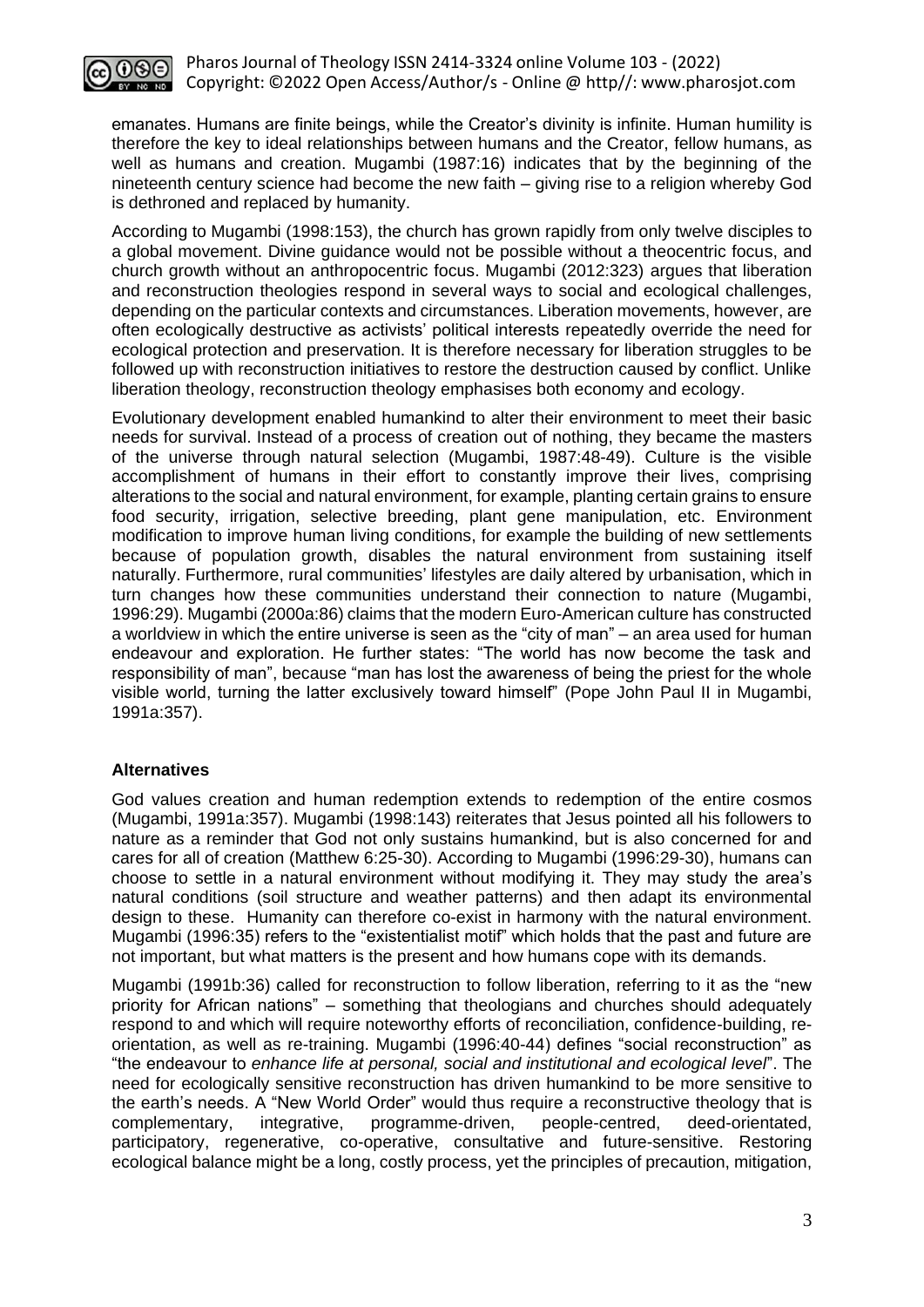emanates. Humans are finite beings, while the Creator's divinity is infinite. Human humility is therefore the key to ideal relationships between humans and the Creator, fellow humans, as well as humans and creation. Mugambi (1987:16) indicates that by the beginning of the nineteenth century science had become the new faith – giving rise to a religion whereby God is dethroned and replaced by humanity.

According to Mugambi (1998:153), the church has grown rapidly from only twelve disciples to a global movement. Divine guidance would not be possible without a theocentric focus, and church growth without an anthropocentric focus. Mugambi (2012:323) argues that liberation and reconstruction theologies respond in several ways to social and ecological challenges, depending on the particular contexts and circumstances. Liberation movements, however, are often ecologically destructive as activists' political interests repeatedly override the need for ecological protection and preservation. It is therefore necessary for liberation struggles to be followed up with reconstruction initiatives to restore the destruction caused by conflict. Unlike liberation theology, reconstruction theology emphasises both economy and ecology.

Evolutionary development enabled humankind to alter their environment to meet their basic needs for survival. Instead of a process of creation out of nothing, they became the masters of the universe through natural selection (Mugambi, 1987:48-49). Culture is the visible accomplishment of humans in their effort to constantly improve their lives, comprising alterations to the social and natural environment, for example, planting certain grains to ensure food security, irrigation, selective breeding, plant gene manipulation, etc. Environment modification to improve human living conditions, for example the building of new settlements because of population growth, disables the natural environment from sustaining itself naturally. Furthermore, rural communities' lifestyles are daily altered by urbanisation, which in turn changes how these communities understand their connection to nature (Mugambi, 1996:29). Mugambi (2000a:86) claims that the modern Euro-American culture has constructed a worldview in which the entire universe is seen as the "city of man" – an area used for human endeavour and exploration. He further states: "The world has now become the task and responsibility of man", because "man has lost the awareness of being the priest for the whole visible world, turning the latter exclusively toward himself" (Pope John Paul II in Mugambi, 1991a:357).

## Alternatives

God values creation and human redemption extends to redemption of the entire cosmos (Mugambi, 1991a:357). Mugambi (1998:143) reiterates that Jesus pointed all his followers to nature as a reminder that God not only sustains humankind, but is also concerned for and cares for all of creation (Matthew 6:25-30). According to Mugambi (1996:29-30), humans can choose to settle in a natural environment without modifying it. They may study the area's natural conditions (soil structure and weather patterns) and then adapt its environmental design to these. Humanity can therefore co-exist in harmony with the natural environment. Mugambi (1996:35) refers to the "existentialist motif" which holds that the past and future are not important, but what matters is the present and how humans cope with its demands.

Mugambi (1991b:36) called for reconstruction to follow liberation, referring to it as the "new priority for African nations" – something that theologians and churches should adequately respond to and which will require noteworthy efforts of reconciliation, confidence-building, re-orientation, as well as re-training. Mugambi (1996:40-44) defines "social reconstruction" as "the endeavour to *enhance life at personal, social and institutional and ecological level*". The need for ecologically sensitive reconstruction has driven humankind to be more sensitive to the earth's needs. A "New World Order" would thus require a reconstructive theology that is complementary, integrative, programme-driven, people-centred, deed-orientated, participatory, regenerative, co-operative, consultative and future-sensitive. Restoring ecological balance might be a long, costly process, yet the principles of precaution, mitigation,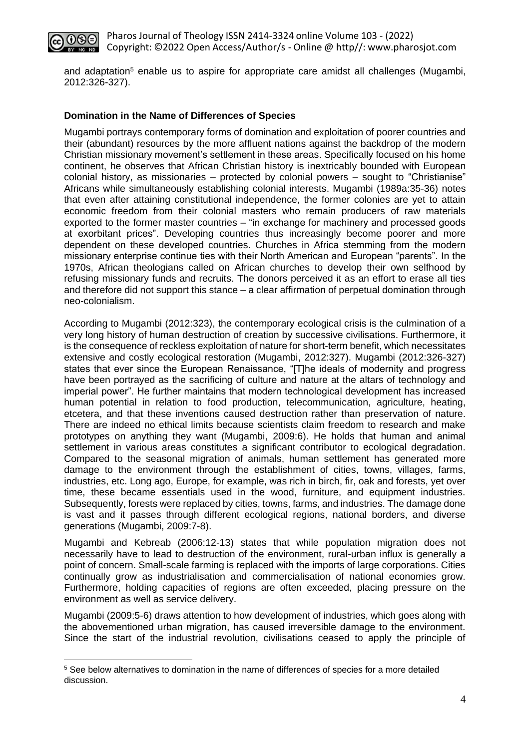and adaptation[5] enable us to aspire for appropriate care amidst all challenges (Mugambi, 2012:326-327).

### Domination in the Name of Differences of Species

Mugambi portrays contemporary forms of domination and exploitation of poorer countries and their (abundant) resources by the more affluent nations against the backdrop of the modern Christian missionary movement's settlement in these areas. Specifically focused on his home continent, he observes that African Christian history is inextricably bounded with European colonial history, as missionaries – protected by colonial powers – sought to "Christianise" Africans while simultaneously establishing colonial interests. Mugambi (1989a:35-36) notes that even after attaining constitutional independence, the former colonies are yet to attain economic freedom from their colonial masters who remain producers of raw materials exported to the former master countries – "in exchange for machinery and processed goods at exorbitant prices". Developing countries thus increasingly become poorer and more dependent on these developed countries. Churches in Africa stemming from the modern missionary enterprise continue ties with their North American and European "parents". In the 1970s, African theologians called on African churches to develop their own selfhood by refusing missionary funds and recruits. The donors perceived it as an effort to erase all ties and therefore did not support this stance – a clear affirmation of perpetual domination through neo-colonialism.

According to Mugambi (2012:323), the contemporary ecological crisis is the culmination of a very long history of human destruction of creation by successive civilisations. Furthermore, it is the consequence of reckless exploitation of nature for short-term benefit, which necessitates extensive and costly ecological restoration (Mugambi, 2012:327). Mugambi (2012:326-327) states that ever since the European Renaissance, "[T]he ideals of modernity and progress have been portrayed as the sacrificing of culture and nature at the altars of technology and imperial power". He further maintains that modern technological development has increased human potential in relation to food production, telecommunication, agriculture, heating, etcetera, and that these inventions caused destruction rather than preservation of nature. There are indeed no ethical limits because scientists claim freedom to research and make prototypes on anything they want (Mugambi, 2009:6). He holds that human and animal settlement in various areas constitutes a significant contributor to ecological degradation. Compared to the seasonal migration of animals, human settlement has generated more damage to the environment through the establishment of cities, towns, villages, farms, industries, etc. Long ago, Europe, for example, was rich in birch, fir, oak and forests, yet over time, these became essentials used in the wood, furniture, and equipment industries. Subsequently, forests were replaced by cities, towns, farms, and industries. The damage done is vast and it passes through different ecological regions, national borders, and diverse generations (Mugambi, 2009:7-8).

Mugambi and Kebreab (2006:12-13) states that while population migration does not necessarily have to lead to destruction of the environment, rural-urban influx is generally a point of concern. Small-scale farming is replaced with the imports of large corporations. Cities continually grow as industrialisation and commercialisation of national economies grow. Furthermore, holding capacities of regions are often exceeded, placing pressure on the environment as well as service delivery.

Mugambi (2009:5-6) draws attention to how development of industries, which goes along with the abovementioned urban migration, has caused irreversible damage to the environment. Since the start of the industrial revolution, civilisations ceased to apply the principle of

[5] See below alternatives to domination in the name of differences of species for a more detailed discussion.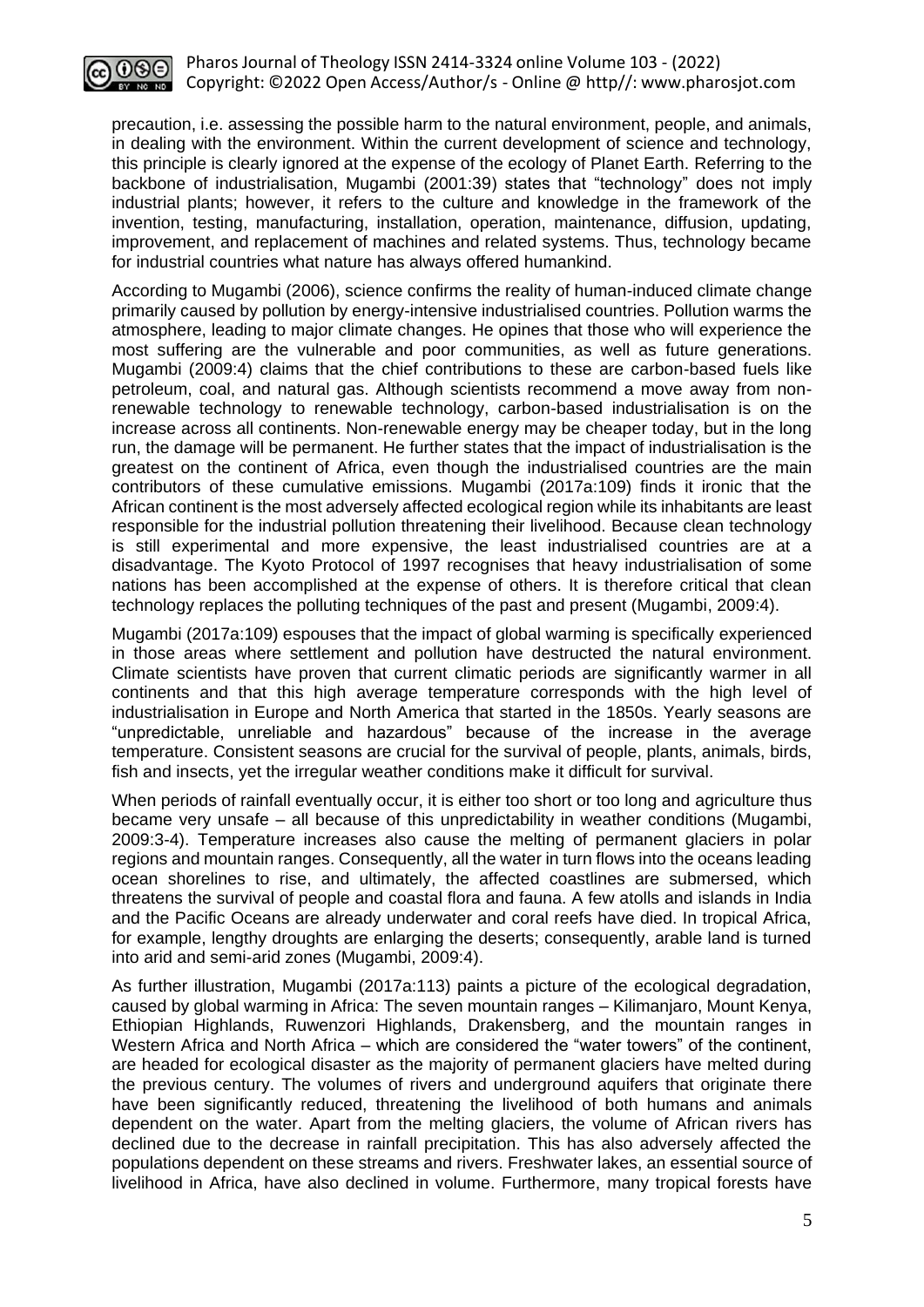precaution, i.e. assessing the possible harm to the natural environment, people, and animals, in dealing with the environment. Within the current development of science and technology, this principle is clearly ignored at the expense of the ecology of Planet Earth. Referring to the backbone of industrialisation, Mugambi (2001:39) states that "technology" does not imply industrial plants; however, it refers to the culture and knowledge in the framework of the invention, testing, manufacturing, installation, operation, maintenance, diffusion, updating, improvement, and replacement of machines and related systems. Thus, technology became for industrial countries what nature has always offered humankind.

According to Mugambi (2006), science confirms the reality of human-induced climate change primarily caused by pollution by energy-intensive industrialised countries. Pollution warms the atmosphere, leading to major climate changes. He opines that those who will experience the most suffering are the vulnerable and poor communities, as well as future generations. Mugambi (2009:4) claims that the chief contributions to these are carbon-based fuels like petroleum, coal, and natural gas. Although scientists recommend a move away from non-renewable technology to renewable technology, carbon-based industrialisation is on the increase across all continents. Non-renewable energy may be cheaper today, but in the long run, the damage will be permanent. He further states that the impact of industrialisation is the greatest on the continent of Africa, even though the industrialised countries are the main contributors of these cumulative emissions. Mugambi (2017a:109) finds it ironic that the African continent is the most adversely affected ecological region while its inhabitants are least responsible for the industrial pollution threatening their livelihood. Because clean technology is still experimental and more expensive, the least industrialised countries are at a disadvantage. The Kyoto Protocol of 1997 recognises that heavy industrialisation of some nations has been accomplished at the expense of others. It is therefore critical that clean technology replaces the polluting techniques of the past and present (Mugambi, 2009:4).

Mugambi (2017a:109) espouses that the impact of global warming is specifically experienced in those areas where settlement and pollution have destructed the natural environment. Climate scientists have proven that current climatic periods are significantly warmer in all continents and that this high average temperature corresponds with the high level of industrialisation in Europe and North America that started in the 1850s. Yearly seasons are "unpredictable, unreliable and hazardous" because of the increase in the average temperature. Consistent seasons are crucial for the survival of people, plants, animals, birds, fish and insects, yet the irregular weather conditions make it difficult for survival.

When periods of rainfall eventually occur, it is either too short or too long and agriculture thus became very unsafe – all because of this unpredictability in weather conditions (Mugambi, 2009:3-4). Temperature increases also cause the melting of permanent glaciers in polar regions and mountain ranges. Consequently, all the water in turn flows into the oceans leading ocean shorelines to rise, and ultimately, the affected coastlines are submersed, which threatens the survival of people and coastal flora and fauna. A few atolls and islands in India and the Pacific Oceans are already underwater and coral reefs have died. In tropical Africa, for example, lengthy droughts are enlarging the deserts; consequently, arable land is turned into arid and semi-arid zones (Mugambi, 2009:4).

As further illustration, Mugambi (2017a:113) paints a picture of the ecological degradation, caused by global warming in Africa: The seven mountain ranges – Kilimanjaro, Mount Kenya, Ethiopian Highlands, Ruwenzori Highlands, Drakensberg, and the mountain ranges in Western Africa and North Africa – which are considered the "water towers" of the continent, are headed for ecological disaster as the majority of permanent glaciers have melted during the previous century. The volumes of rivers and underground aquifers that originate there have been significantly reduced, threatening the livelihood of both humans and animals dependent on the water. Apart from the melting glaciers, the volume of African rivers has declined due to the decrease in rainfall precipitation. This has also adversely affected the populations dependent on these streams and rivers. Freshwater lakes, an essential source of livelihood in Africa, have also declined in volume. Furthermore, many tropical forests have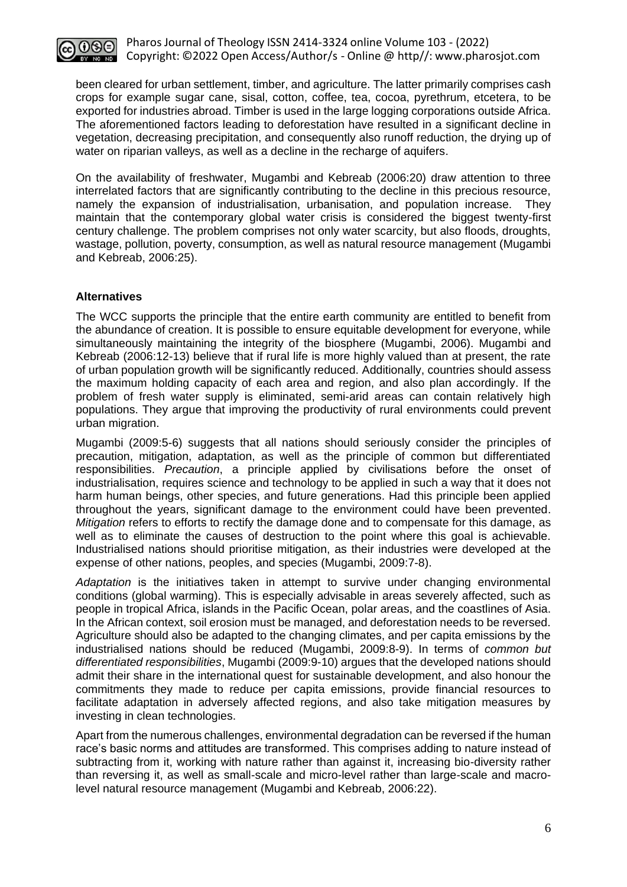been cleared for urban settlement, timber, and agriculture. The latter primarily comprises cash crops for example sugar cane, sisal, cotton, coffee, tea, cocoa, pyrethrum, etcetera, to be exported for industries abroad. Timber is used in the large logging corporations outside Africa. The aforementioned factors leading to deforestation have resulted in a significant decline in vegetation, decreasing precipitation, and consequently also runoff reduction, the drying up of water on riparian valleys, as well as a decline in the recharge of aquifers.

On the availability of freshwater, Mugambi and Kebreab (2006:20) draw attention to three interrelated factors that are significantly contributing to the decline in this precious resource, namely the expansion of industrialisation, urbanisation, and population increase. They maintain that the contemporary global water crisis is considered the biggest twenty-first century challenge. The problem comprises not only water scarcity, but also floods, droughts, wastage, pollution, poverty, consumption, as well as natural resource management (Mugambi and Kebreab, 2006:25).

## Alternatives

The WCC supports the principle that the entire earth community are entitled to benefit from the abundance of creation. It is possible to ensure equitable development for everyone, while simultaneously maintaining the integrity of the biosphere (Mugambi, 2006). Mugambi and Kebreab (2006:12-13) believe that if rural life is more highly valued than at present, the rate of urban population growth will be significantly reduced. Additionally, countries should assess the maximum holding capacity of each area and region, and also plan accordingly. If the problem of fresh water supply is eliminated, semi-arid areas can contain relatively high populations. They argue that improving the productivity of rural environments could prevent urban migration.

Mugambi (2009:5-6) suggests that all nations should seriously consider the principles of precaution, mitigation, adaptation, as well as the principle of common but differentiated responsibilities. *Precaution*, a principle applied by civilisations before the onset of industrialisation, requires science and technology to be applied in such a way that it does not harm human beings, other species, and future generations. Had this principle been applied throughout the years, significant damage to the environment could have been prevented. *Mitigation* refers to efforts to rectify the damage done and to compensate for this damage, as well as to eliminate the causes of destruction to the point where this goal is achievable. Industrialised nations should prioritise mitigation, as their industries were developed at the expense of other nations, peoples, and species (Mugambi, 2009:7-8).

*Adaptation* is the initiatives taken in attempt to survive under changing environmental conditions (global warming). This is especially advisable in areas severely affected, such as people in tropical Africa, islands in the Pacific Ocean, polar areas, and the coastlines of Asia. In the African context, soil erosion must be managed, and deforestation needs to be reversed. Agriculture should also be adapted to the changing climates, and per capita emissions by the industrialised nations should be reduced (Mugambi, 2009:8-9). In terms of *common but differentiated responsibilities*, Mugambi (2009:9-10) argues that the developed nations should admit their share in the international quest for sustainable development, and also honour the commitments they made to reduce per capita emissions, provide financial resources to facilitate adaptation in adversely affected regions, and also take mitigation measures by investing in clean technologies.

Apart from the numerous challenges, environmental degradation can be reversed if the human race's basic norms and attitudes are transformed. This comprises adding to nature instead of subtracting from it, working with nature rather than against it, increasing bio-diversity rather than reversing it, as well as small-scale and micro-level rather than large-scale and macro-level natural resource management (Mugambi and Kebreab, 2006:22).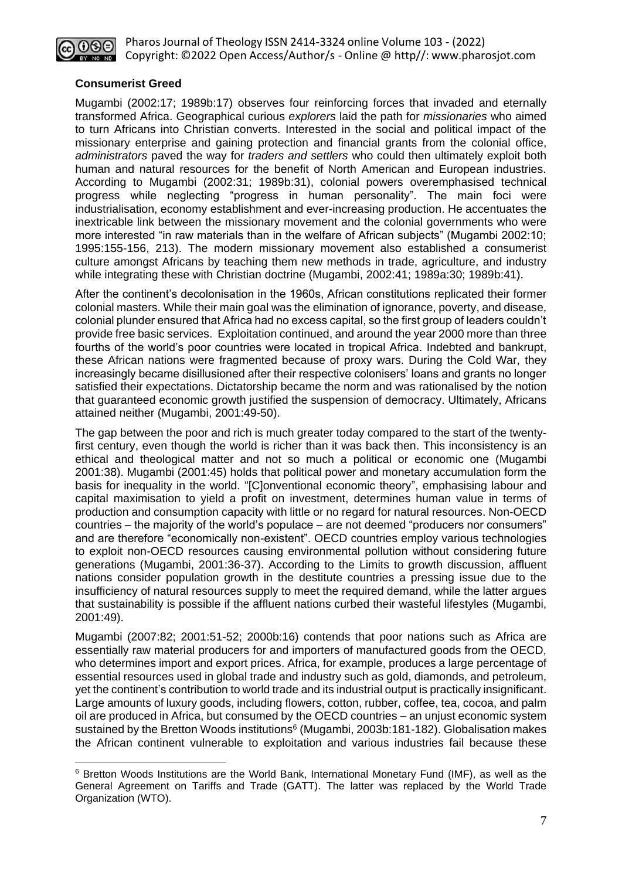**Consumerist Greed**

Mugambi (2002:17; 1989b:17) observes four reinforcing forces that invaded and eternally transformed Africa. Geographical curious *explorers* laid the path for *missionaries* who aimed to turn Africans into Christian converts. Interested in the social and political impact of the missionary enterprise and gaining protection and financial grants from the colonial office, *administrators* paved the way for *traders and settlers* who could then ultimately exploit both human and natural resources for the benefit of North American and European industries. According to Mugambi (2002:31; 1989b:31), colonial powers overemphasised technical progress while neglecting "progress in human personality". The main foci were industrialisation, economy establishment and ever-increasing production. He accentuates the inextricable link between the missionary movement and the colonial governments who were more interested "in raw materials than in the welfare of African subjects" (Mugambi 2002:10; 1995:155-156, 213). The modern missionary movement also established a consumerist culture amongst Africans by teaching them new methods in trade, agriculture, and industry while integrating these with Christian doctrine (Mugambi, 2002:41; 1989a:30; 1989b:41).

After the continent's decolonisation in the 1960s, African constitutions replicated their former colonial masters. While their main goal was the elimination of ignorance, poverty, and disease, colonial plunder ensured that Africa had no excess capital, so the first group of leaders couldn't provide free basic services. Exploitation continued, and around the year 2000 more than three fourths of the world's poor countries were located in tropical Africa. Indebted and bankrupt, these African nations were fragmented because of proxy wars. During the Cold War, they increasingly became disillusioned after their respective colonisers' loans and grants no longer satisfied their expectations. Dictatorship became the norm and was rationalised by the notion that guaranteed economic growth justified the suspension of democracy. Ultimately, Africans attained neither (Mugambi, 2001:49-50).

The gap between the poor and rich is much greater today compared to the start of the twenty-first century, even though the world is richer than it was back then. This inconsistency is an ethical and theological matter and not so much a political or economic one (Mugambi 2001:38). Mugambi (2001:45) holds that political power and monetary accumulation form the basis for inequality in the world. "[C]onventional economic theory", emphasising labour and capital maximisation to yield a profit on investment, determines human value in terms of production and consumption capacity with little or no regard for natural resources. Non-OECD countries – the majority of the world's populace – are not deemed "producers nor consumers" and are therefore "economically non-existent". OECD countries employ various technologies to exploit non-OECD resources causing environmental pollution without considering future generations (Mugambi, 2001:36-37). According to the Limits to growth discussion, affluent nations consider population growth in the destitute countries a pressing issue due to the insufficiency of natural resources supply to meet the required demand, while the latter argues that sustainability is possible if the affluent nations curbed their wasteful lifestyles (Mugambi, 2001:49).

Mugambi (2007:82; 2001:51-52; 2000b:16) contends that poor nations such as Africa are essentially raw material producers for and importers of manufactured goods from the OECD, who determines import and export prices. Africa, for example, produces a large percentage of essential resources used in global trade and industry such as gold, diamonds, and petroleum, yet the continent's contribution to world trade and its industrial output is practically insignificant. Large amounts of luxury goods, including flowers, cotton, rubber, coffee, tea, cocoa, and palm oil are produced in Africa, but consumed by the OECD countries – an unjust economic system sustained by the Bretton Woods institutions[6] (Mugambi, 2003b:181-182). Globalisation makes the African continent vulnerable to exploitation and various industries fail because these

[6] Bretton Woods Institutions are the World Bank, International Monetary Fund (IMF), as well as the General Agreement on Tariffs and Trade (GATT). The latter was replaced by the World Trade Organization (WTO).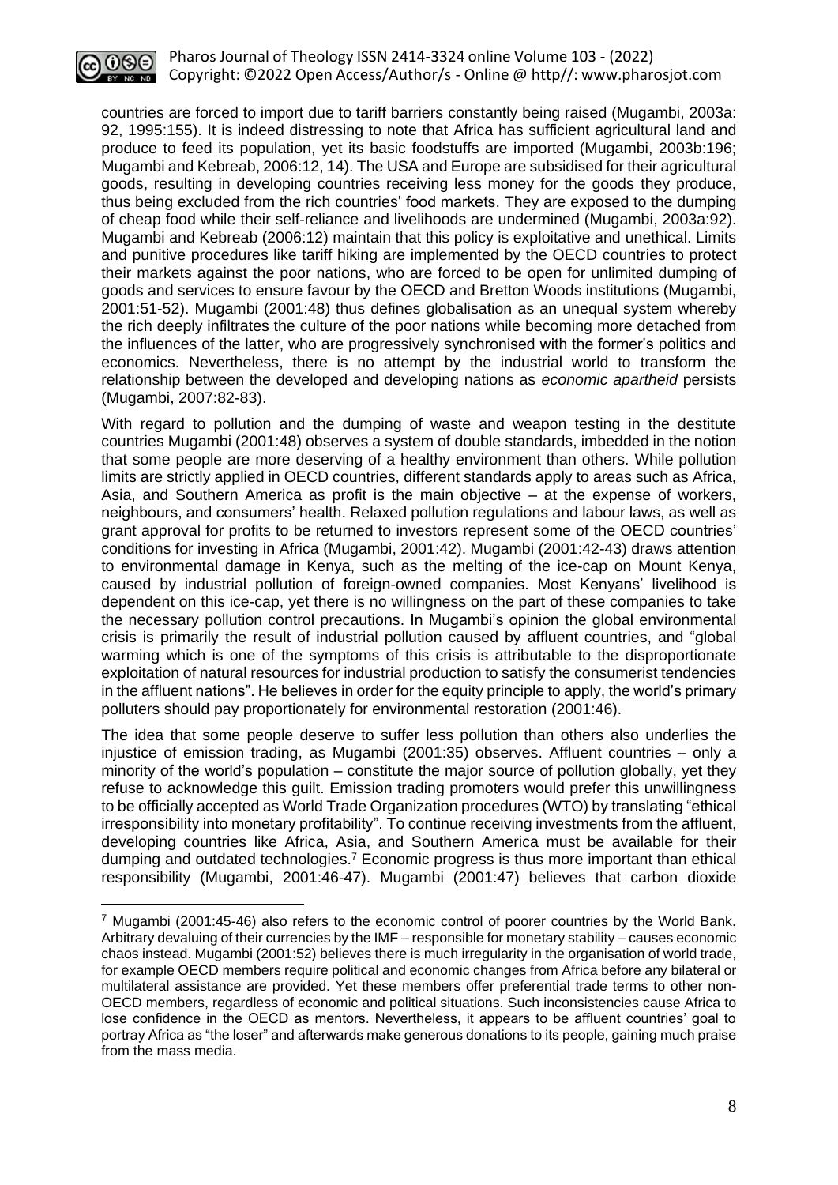countries are forced to import due to tariff barriers constantly being raised (Mugambi, 2003a: 92, 1995:155). It is indeed distressing to note that Africa has sufficient agricultural land and produce to feed its population, yet its basic foodstuffs are imported (Mugambi, 2003b:196; Mugambi and Kebreab, 2006:12, 14). The USA and Europe are subsidised for their agricultural goods, resulting in developing countries receiving less money for the goods they produce, thus being excluded from the rich countries' food markets. They are exposed to the dumping of cheap food while their self-reliance and livelihoods are undermined (Mugambi, 2003a:92). Mugambi and Kebreab (2006:12) maintain that this policy is exploitative and unethical. Limits and punitive procedures like tariff hiking are implemented by the OECD countries to protect their markets against the poor nations, who are forced to be open for unlimited dumping of goods and services to ensure favour by the OECD and Bretton Woods institutions (Mugambi, 2001:51-52). Mugambi (2001:48) thus defines globalisation as an unequal system whereby the rich deeply infiltrates the culture of the poor nations while becoming more detached from the influences of the latter, who are progressively synchronised with the former's politics and economics. Nevertheless, there is no attempt by the industrial world to transform the relationship between the developed and developing nations as *economic apartheid* persists (Mugambi, 2007:82-83).

With regard to pollution and the dumping of waste and weapon testing in the destitute countries Mugambi (2001:48) observes a system of double standards, imbedded in the notion that some people are more deserving of a healthy environment than others. While pollution limits are strictly applied in OECD countries, different standards apply to areas such as Africa, Asia, and Southern America as profit is the main objective – at the expense of workers, neighbours, and consumers' health. Relaxed pollution regulations and labour laws, as well as grant approval for profits to be returned to investors represent some of the OECD countries' conditions for investing in Africa (Mugambi, 2001:42). Mugambi (2001:42-43) draws attention to environmental damage in Kenya, such as the melting of the ice-cap on Mount Kenya, caused by industrial pollution of foreign-owned companies. Most Kenyans' livelihood is dependent on this ice-cap, yet there is no willingness on the part of these companies to take the necessary pollution control precautions. In Mugambi's opinion the global environmental crisis is primarily the result of industrial pollution caused by affluent countries, and "global warming which is one of the symptoms of this crisis is attributable to the disproportionate exploitation of natural resources for industrial production to satisfy the consumerist tendencies in the affluent nations". He believes in order for the equity principle to apply, the world's primary polluters should pay proportionately for environmental restoration (2001:46).

The idea that some people deserve to suffer less pollution than others also underlies the injustice of emission trading, as Mugambi (2001:35) observes. Affluent countries – only a minority of the world's population – constitute the major source of pollution globally, yet they refuse to acknowledge this guilt. Emission trading promoters would prefer this unwillingness to be officially accepted as World Trade Organization procedures (WTO) by translating "ethical irresponsibility into monetary profitability". To continue receiving investments from the affluent, developing countries like Africa, Asia, and Southern America must be available for their dumping and outdated technologies.[7] Economic progress is thus more important than ethical responsibility (Mugambi, 2001:46-47). Mugambi (2001:47) believes that carbon dioxide

---

[7] Mugambi (2001:45-46) also refers to the economic control of poorer countries by the World Bank. Arbitrary devaluing of their currencies by the IMF – responsible for monetary stability – causes economic chaos instead. Mugambi (2001:52) believes there is much irregularity in the organisation of world trade, for example OECD members require political and economic changes from Africa before any bilateral or multilateral assistance are provided. Yet these members offer preferential trade terms to other non-OECD members, regardless of economic and political situations. Such inconsistencies cause Africa to lose confidence in the OECD as mentors. Nevertheless, it appears to be affluent countries' goal to portray Africa as "the loser" and afterwards make generous donations to its people, gaining much praise from the mass media.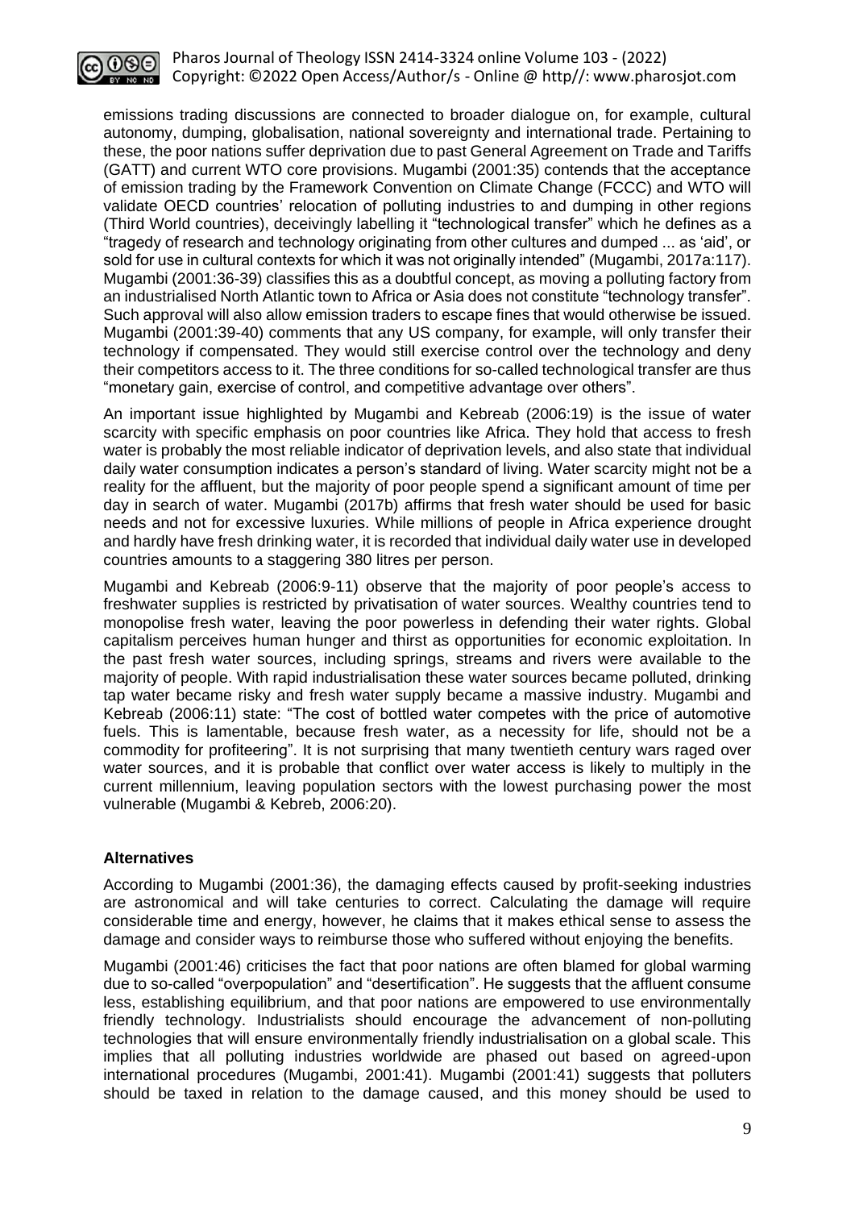emissions trading discussions are connected to broader dialogue on, for example, cultural autonomy, dumping, globalisation, national sovereignty and international trade. Pertaining to these, the poor nations suffer deprivation due to past General Agreement on Trade and Tariffs (GATT) and current WTO core provisions. Mugambi (2001:35) contends that the acceptance of emission trading by the Framework Convention on Climate Change (FCCC) and WTO will validate OECD countries' relocation of polluting industries to and dumping in other regions (Third World countries), deceivingly labelling it "technological transfer" which he defines as a "tragedy of research and technology originating from other cultures and dumped ... as 'aid', or sold for use in cultural contexts for which it was not originally intended" (Mugambi, 2017a:117). Mugambi (2001:36-39) classifies this as a doubtful concept, as moving a polluting factory from an industrialised North Atlantic town to Africa or Asia does not constitute "technology transfer". Such approval will also allow emission traders to escape fines that would otherwise be issued. Mugambi (2001:39-40) comments that any US company, for example, will only transfer their technology if compensated. They would still exercise control over the technology and deny their competitors access to it. The three conditions for so-called technological transfer are thus "monetary gain, exercise of control, and competitive advantage over others".

An important issue highlighted by Mugambi and Kebreab (2006:19) is the issue of water scarcity with specific emphasis on poor countries like Africa. They hold that access to fresh water is probably the most reliable indicator of deprivation levels, and also state that individual daily water consumption indicates a person's standard of living. Water scarcity might not be a reality for the affluent, but the majority of poor people spend a significant amount of time per day in search of water. Mugambi (2017b) affirms that fresh water should be used for basic needs and not for excessive luxuries. While millions of people in Africa experience drought and hardly have fresh drinking water, it is recorded that individual daily water use in developed countries amounts to a staggering 380 litres per person.

Mugambi and Kebreab (2006:9-11) observe that the majority of poor people's access to freshwater supplies is restricted by privatisation of water sources. Wealthy countries tend to monopolise fresh water, leaving the poor powerless in defending their water rights. Global capitalism perceives human hunger and thirst as opportunities for economic exploitation. In the past fresh water sources, including springs, streams and rivers were available to the majority of people. With rapid industrialisation these water sources became polluted, drinking tap water became risky and fresh water supply became a massive industry. Mugambi and Kebreab (2006:11) state: "The cost of bottled water competes with the price of automotive fuels. This is lamentable, because fresh water, as a necessity for life, should not be a commodity for profiteering". It is not surprising that many twentieth century wars raged over water sources, and it is probable that conflict over water access is likely to multiply in the current millennium, leaving population sectors with the lowest purchasing power the most vulnerable (Mugambi & Kebreb, 2006:20).

### Alternatives

According to Mugambi (2001:36), the damaging effects caused by profit-seeking industries are astronomical and will take centuries to correct. Calculating the damage will require considerable time and energy, however, he claims that it makes ethical sense to assess the damage and consider ways to reimburse those who suffered without enjoying the benefits.

Mugambi (2001:46) criticises the fact that poor nations are often blamed for global warming due to so-called "overpopulation" and "desertification". He suggests that the affluent consume less, establishing equilibrium, and that poor nations are empowered to use environmentally friendly technology. Industrialists should encourage the advancement of non-polluting technologies that will ensure environmentally friendly industrialisation on a global scale. This implies that all polluting industries worldwide are phased out based on agreed-upon international procedures (Mugambi, 2001:41). Mugambi (2001:41) suggests that polluters should be taxed in relation to the damage caused, and this money should be used to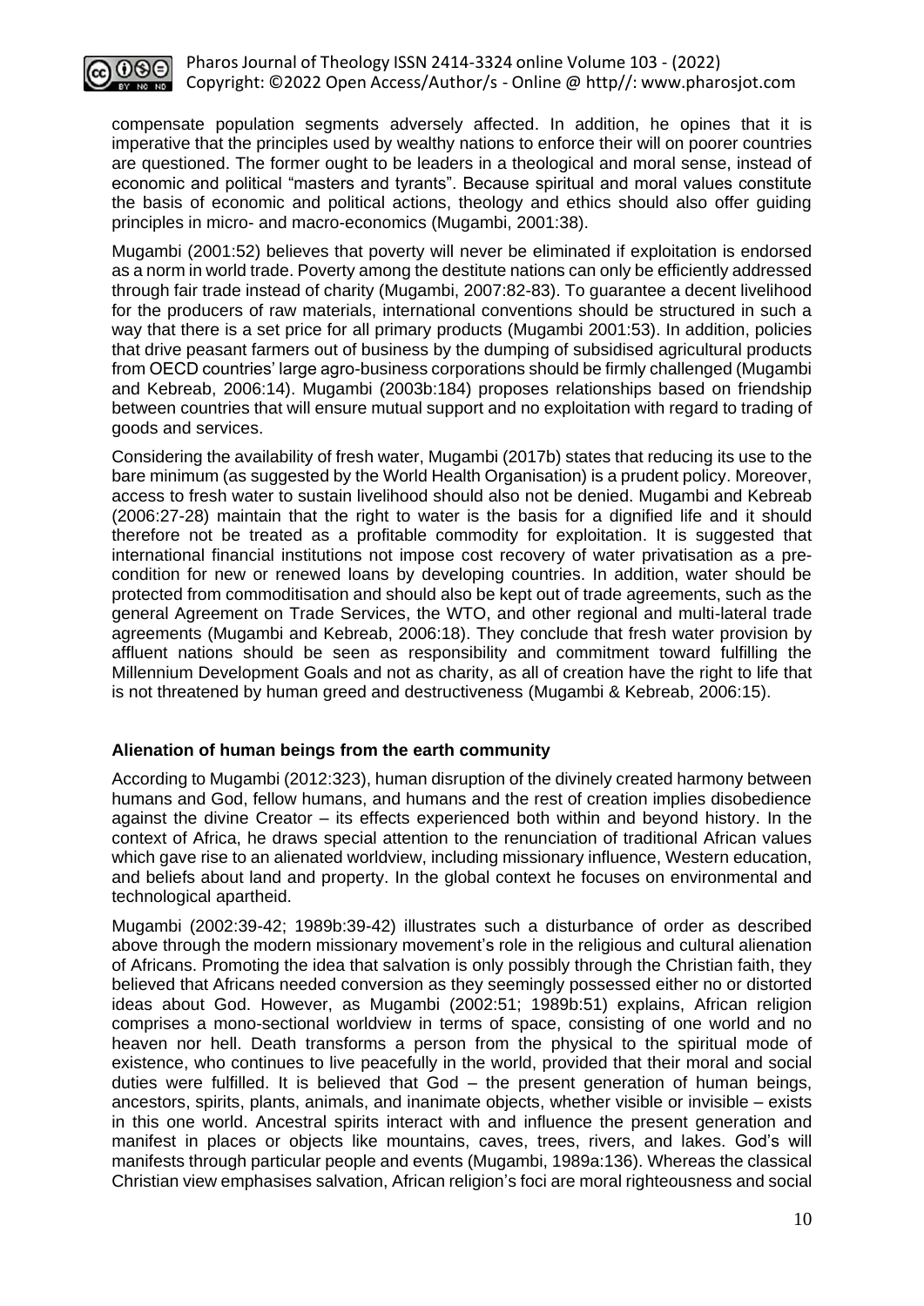compensate population segments adversely affected. In addition, he opines that it is imperative that the principles used by wealthy nations to enforce their will on poorer countries are questioned. The former ought to be leaders in a theological and moral sense, instead of economic and political "masters and tyrants". Because spiritual and moral values constitute the basis of economic and political actions, theology and ethics should also offer guiding principles in micro- and macro-economics (Mugambi, 2001:38).

Mugambi (2001:52) believes that poverty will never be eliminated if exploitation is endorsed as a norm in world trade. Poverty among the destitute nations can only be efficiently addressed through fair trade instead of charity (Mugambi, 2007:82-83). To guarantee a decent livelihood for the producers of raw materials, international conventions should be structured in such a way that there is a set price for all primary products (Mugambi 2001:53). In addition, policies that drive peasant farmers out of business by the dumping of subsidised agricultural products from OECD countries' large agro-business corporations should be firmly challenged (Mugambi and Kebreab, 2006:14). Mugambi (2003b:184) proposes relationships based on friendship between countries that will ensure mutual support and no exploitation with regard to trading of goods and services.

Considering the availability of fresh water, Mugambi (2017b) states that reducing its use to the bare minimum (as suggested by the World Health Organisation) is a prudent policy. Moreover, access to fresh water to sustain livelihood should also not be denied. Mugambi and Kebreab (2006:27-28) maintain that the right to water is the basis for a dignified life and it should therefore not be treated as a profitable commodity for exploitation. It is suggested that international financial institutions not impose cost recovery of water privatisation as a pre-condition for new or renewed loans by developing countries. In addition, water should be protected from commoditisation and should also be kept out of trade agreements, such as the general Agreement on Trade Services, the WTO, and other regional and multi-lateral trade agreements (Mugambi and Kebreab, 2006:18). They conclude that fresh water provision by affluent nations should be seen as responsibility and commitment toward fulfilling the Millennium Development Goals and not as charity, as all of creation have the right to life that is not threatened by human greed and destructiveness (Mugambi & Kebreab, 2006:15).

### Alienation of human beings from the earth community

According to Mugambi (2012:323), human disruption of the divinely created harmony between humans and God, fellow humans, and humans and the rest of creation implies disobedience against the divine Creator – its effects experienced both within and beyond history. In the context of Africa, he draws special attention to the renunciation of traditional African values which gave rise to an alienated worldview, including missionary influence, Western education, and beliefs about land and property. In the global context he focuses on environmental and technological apartheid.

Mugambi (2002:39-42; 1989b:39-42) illustrates such a disturbance of order as described above through the modern missionary movement's role in the religious and cultural alienation of Africans. Promoting the idea that salvation is only possibly through the Christian faith, they believed that Africans needed conversion as they seemingly possessed either no or distorted ideas about God. However, as Mugambi (2002:51; 1989b:51) explains, African religion comprises a mono-sectional worldview in terms of space, consisting of one world and no heaven nor hell. Death transforms a person from the physical to the spiritual mode of existence, who continues to live peacefully in the world, provided that their moral and social duties were fulfilled. It is believed that God – the present generation of human beings, ancestors, spirits, plants, animals, and inanimate objects, whether visible or invisible – exists in this one world. Ancestral spirits interact with and influence the present generation and manifest in places or objects like mountains, caves, trees, rivers, and lakes. God's will manifests through particular people and events (Mugambi, 1989a:136). Whereas the classical Christian view emphasises salvation, African religion's foci are moral righteousness and social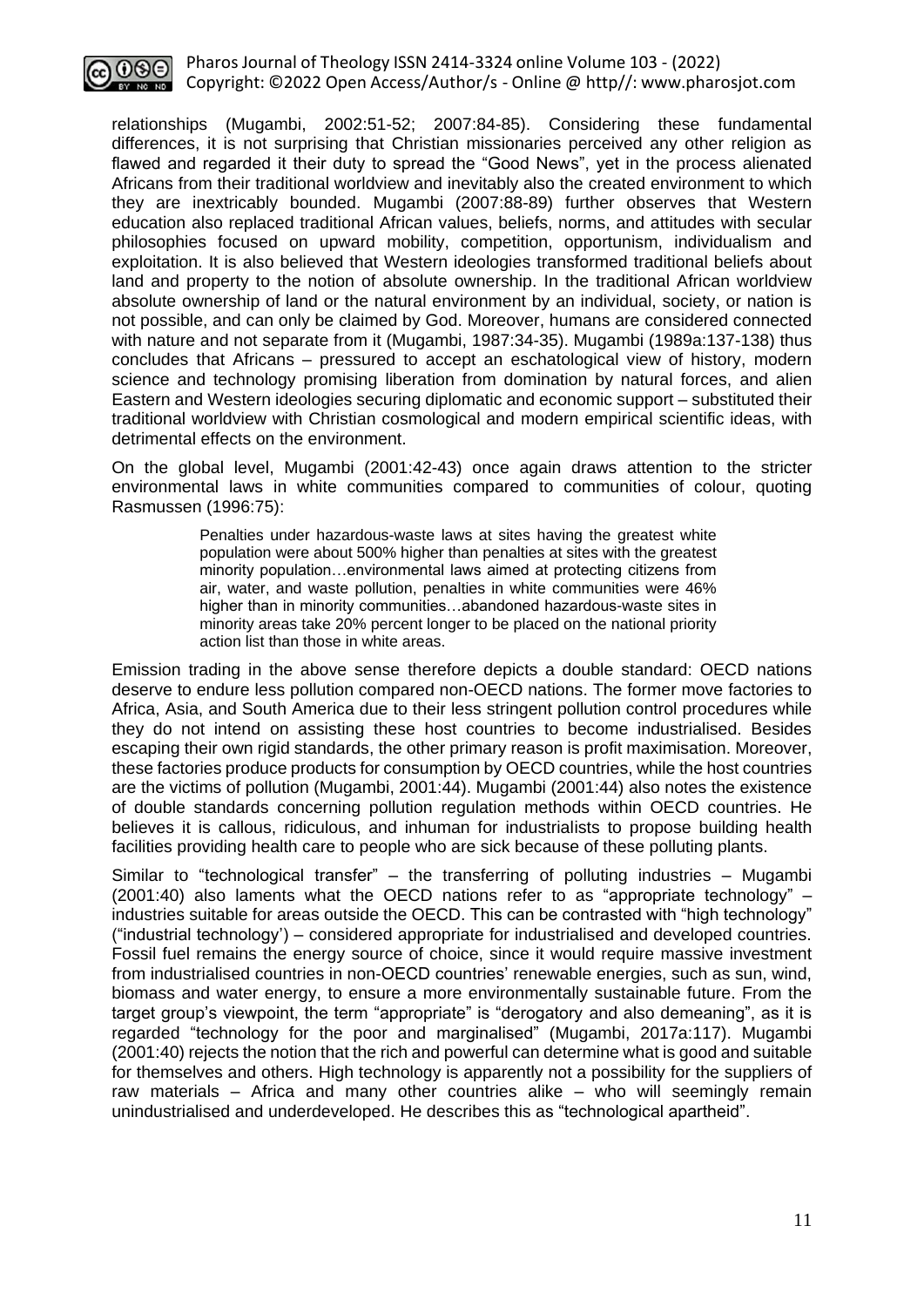relationships (Mugambi, 2002:51-52; 2007:84-85). Considering these fundamental differences, it is not surprising that Christian missionaries perceived any other religion as flawed and regarded it their duty to spread the "Good News", yet in the process alienated Africans from their traditional worldview and inevitably also the created environment to which they are inextricably bounded. Mugambi (2007:88-89) further observes that Western education also replaced traditional African values, beliefs, norms, and attitudes with secular philosophies focused on upward mobility, competition, opportunism, individualism and exploitation. It is also believed that Western ideologies transformed traditional beliefs about land and property to the notion of absolute ownership. In the traditional African worldview absolute ownership of land or the natural environment by an individual, society, or nation is not possible, and can only be claimed by God. Moreover, humans are considered connected with nature and not separate from it (Mugambi, 1987:34-35). Mugambi (1989a:137-138) thus concludes that Africans – pressured to accept an eschatological view of history, modern science and technology promising liberation from domination by natural forces, and alien Eastern and Western ideologies securing diplomatic and economic support – substituted their traditional worldview with Christian cosmological and modern empirical scientific ideas, with detrimental effects on the environment.

On the global level, Mugambi (2001:42-43) once again draws attention to the stricter environmental laws in white communities compared to communities of colour, quoting Rasmussen (1996:75):

> Penalties under hazardous-waste laws at sites having the greatest white population were about 500% higher than penalties at sites with the greatest minority population…environmental laws aimed at protecting citizens from air, water, and waste pollution, penalties in white communities were 46% higher than in minority communities…abandoned hazardous-waste sites in minority areas take 20% percent longer to be placed on the national priority action list than those in white areas.

Emission trading in the above sense therefore depicts a double standard: OECD nations deserve to endure less pollution compared non-OECD nations. The former move factories to Africa, Asia, and South America due to their less stringent pollution control procedures while they do not intend on assisting these host countries to become industrialised. Besides escaping their own rigid standards, the other primary reason is profit maximisation. Moreover, these factories produce products for consumption by OECD countries, while the host countries are the victims of pollution (Mugambi, 2001:44). Mugambi (2001:44) also notes the existence of double standards concerning pollution regulation methods within OECD countries. He believes it is callous, ridiculous, and inhuman for industrialists to propose building health facilities providing health care to people who are sick because of these polluting plants.

Similar to "technological transfer" – the transferring of polluting industries – Mugambi (2001:40) also laments what the OECD nations refer to as "appropriate technology" – industries suitable for areas outside the OECD. This can be contrasted with "high technology" ("industrial technology') – considered appropriate for industrialised and developed countries. Fossil fuel remains the energy source of choice, since it would require massive investment from industrialised countries in non-OECD countries' renewable energies, such as sun, wind, biomass and water energy, to ensure a more environmentally sustainable future. From the target group's viewpoint, the term "appropriate" is "derogatory and also demeaning", as it is regarded "technology for the poor and marginalised" (Mugambi, 2017a:117). Mugambi (2001:40) rejects the notion that the rich and powerful can determine what is good and suitable for themselves and others. High technology is apparently not a possibility for the suppliers of raw materials – Africa and many other countries alike – who will seemingly remain unindustrialised and underdeveloped. He describes this as "technological apartheid".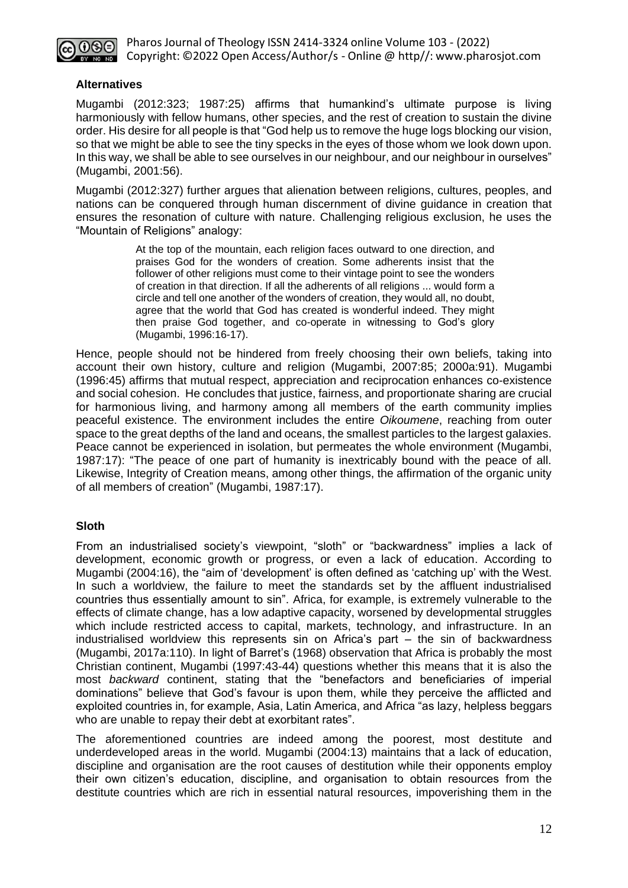### Alternatives

Mugambi (2012:323; 1987:25) affirms that humankind's ultimate purpose is living harmoniously with fellow humans, other species, and the rest of creation to sustain the divine order. His desire for all people is that "God help us to remove the huge logs blocking our vision, so that we might be able to see the tiny specks in the eyes of those whom we look down upon. In this way, we shall be able to see ourselves in our neighbour, and our neighbour in ourselves" (Mugambi, 2001:56).

Mugambi (2012:327) further argues that alienation between religions, cultures, peoples, and nations can be conquered through human discernment of divine guidance in creation that ensures the resonation of culture with nature. Challenging religious exclusion, he uses the "Mountain of Religions" analogy:

> At the top of the mountain, each religion faces outward to one direction, and praises God for the wonders of creation. Some adherents insist that the follower of other religions must come to their vintage point to see the wonders of creation in that direction. If all the adherents of all religions ... would form a circle and tell one another of the wonders of creation, they would all, no doubt, agree that the world that God has created is wonderful indeed. They might then praise God together, and co-operate in witnessing to God's glory (Mugambi, 1996:16-17).

Hence, people should not be hindered from freely choosing their own beliefs, taking into account their own history, culture and religion (Mugambi, 2007:85; 2000a:91). Mugambi (1996:45) affirms that mutual respect, appreciation and reciprocation enhances co-existence and social cohesion. He concludes that justice, fairness, and proportionate sharing are crucial for harmonious living, and harmony among all members of the earth community implies peaceful existence. The environment includes the entire *Oikoumene*, reaching from outer space to the great depths of the land and oceans, the smallest particles to the largest galaxies. Peace cannot be experienced in isolation, but permeates the whole environment (Mugambi, 1987:17): "The peace of one part of humanity is inextricably bound with the peace of all. Likewise, Integrity of Creation means, among other things, the affirmation of the organic unity of all members of creation" (Mugambi, 1987:17).

### Sloth

From an industrialised society's viewpoint, "sloth" or "backwardness" implies a lack of development, economic growth or progress, or even a lack of education. According to Mugambi (2004:16), the "aim of 'development' is often defined as 'catching up' with the West. In such a worldview, the failure to meet the standards set by the affluent industrialised countries thus essentially amount to sin". Africa, for example, is extremely vulnerable to the effects of climate change, has a low adaptive capacity, worsened by developmental struggles which include restricted access to capital, markets, technology, and infrastructure. In an industrialised worldview this represents sin on Africa's part – the sin of backwardness (Mugambi, 2017a:110). In light of Barret's (1968) observation that Africa is probably the most Christian continent, Mugambi (1997:43-44) questions whether this means that it is also the most *backward* continent, stating that the "benefactors and beneficiaries of imperial dominations" believe that God's favour is upon them, while they perceive the afflicted and exploited countries in, for example, Asia, Latin America, and Africa "as lazy, helpless beggars who are unable to repay their debt at exorbitant rates".

The aforementioned countries are indeed among the poorest, most destitute and underdeveloped areas in the world. Mugambi (2004:13) maintains that a lack of education, discipline and organisation are the root causes of destitution while their opponents employ their own citizen's education, discipline, and organisation to obtain resources from the destitute countries which are rich in essential natural resources, impoverishing them in the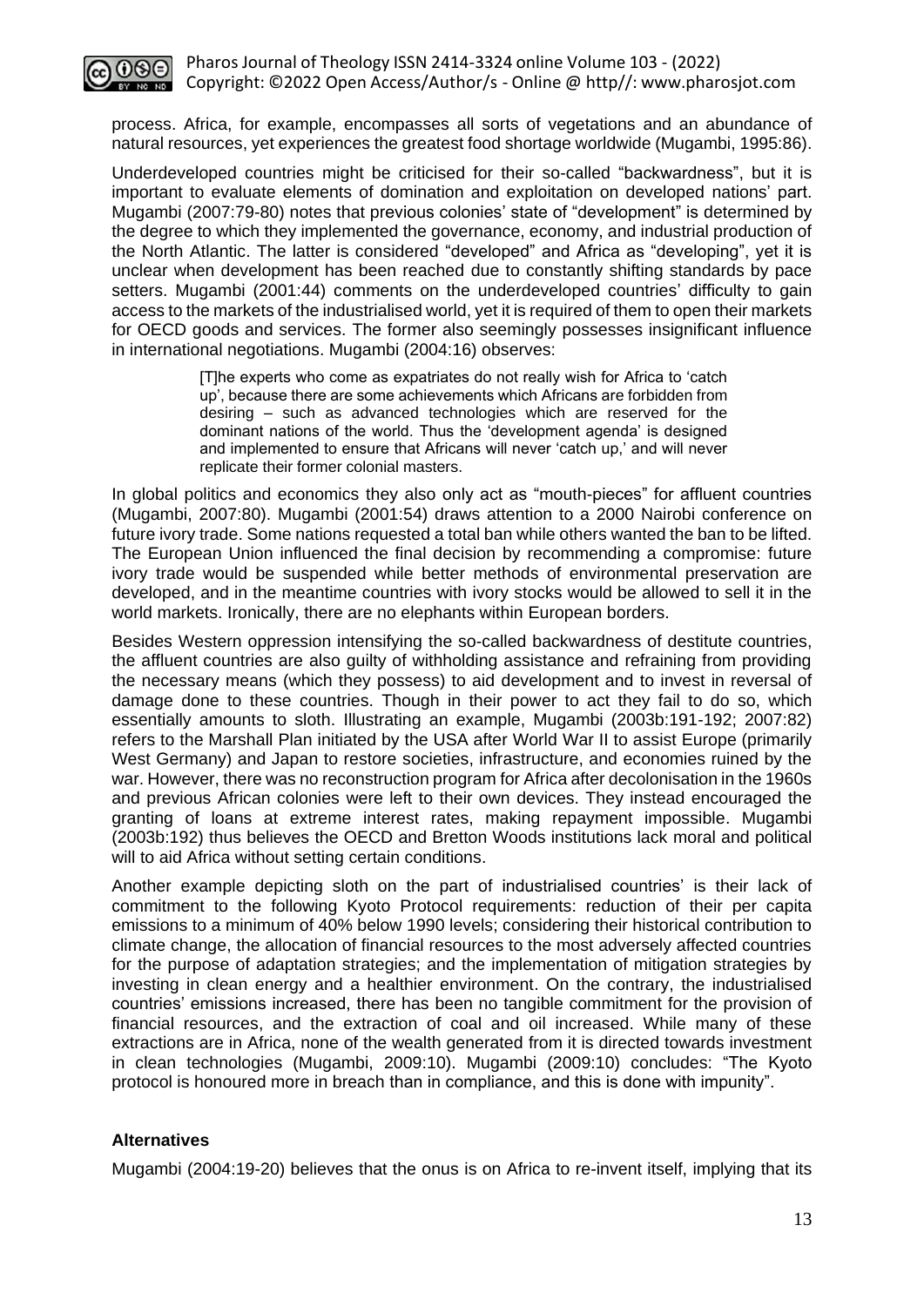process. Africa, for example, encompasses all sorts of vegetations and an abundance of natural resources, yet experiences the greatest food shortage worldwide (Mugambi, 1995:86).

Underdeveloped countries might be criticised for their so-called "backwardness", but it is important to evaluate elements of domination and exploitation on developed nations' part. Mugambi (2007:79-80) notes that previous colonies' state of "development" is determined by the degree to which they implemented the governance, economy, and industrial production of the North Atlantic. The latter is considered "developed" and Africa as "developing", yet it is unclear when development has been reached due to constantly shifting standards by pace setters. Mugambi (2001:44) comments on the underdeveloped countries' difficulty to gain access to the markets of the industrialised world, yet it is required of them to open their markets for OECD goods and services. The former also seemingly possesses insignificant influence in international negotiations. Mugambi (2004:16) observes:

> [T]he experts who come as expatriates do not really wish for Africa to 'catch up', because there are some achievements which Africans are forbidden from desiring – such as advanced technologies which are reserved for the dominant nations of the world. Thus the 'development agenda' is designed and implemented to ensure that Africans will never 'catch up,' and will never replicate their former colonial masters.

In global politics and economics they also only act as "mouth-pieces" for affluent countries (Mugambi, 2007:80). Mugambi (2001:54) draws attention to a 2000 Nairobi conference on future ivory trade. Some nations requested a total ban while others wanted the ban to be lifted. The European Union influenced the final decision by recommending a compromise: future ivory trade would be suspended while better methods of environmental preservation are developed, and in the meantime countries with ivory stocks would be allowed to sell it in the world markets. Ironically, there are no elephants within European borders.

Besides Western oppression intensifying the so-called backwardness of destitute countries, the affluent countries are also guilty of withholding assistance and refraining from providing the necessary means (which they possess) to aid development and to invest in reversal of damage done to these countries. Though in their power to act they fail to do so, which essentially amounts to sloth. Illustrating an example, Mugambi (2003b:191-192; 2007:82) refers to the Marshall Plan initiated by the USA after World War II to assist Europe (primarily West Germany) and Japan to restore societies, infrastructure, and economies ruined by the war. However, there was no reconstruction program for Africa after decolonisation in the 1960s and previous African colonies were left to their own devices. They instead encouraged the granting of loans at extreme interest rates, making repayment impossible. Mugambi (2003b:192) thus believes the OECD and Bretton Woods institutions lack moral and political will to aid Africa without setting certain conditions.

Another example depicting sloth on the part of industrialised countries' is their lack of commitment to the following Kyoto Protocol requirements: reduction of their per capita emissions to a minimum of 40% below 1990 levels; considering their historical contribution to climate change, the allocation of financial resources to the most adversely affected countries for the purpose of adaptation strategies; and the implementation of mitigation strategies by investing in clean energy and a healthier environment. On the contrary, the industrialised countries' emissions increased, there has been no tangible commitment for the provision of financial resources, and the extraction of coal and oil increased. While many of these extractions are in Africa, none of the wealth generated from it is directed towards investment in clean technologies (Mugambi, 2009:10). Mugambi (2009:10) concludes: "The Kyoto protocol is honoured more in breach than in compliance, and this is done with impunity".

## Alternatives

Mugambi (2004:19-20) believes that the onus is on Africa to re-invent itself, implying that its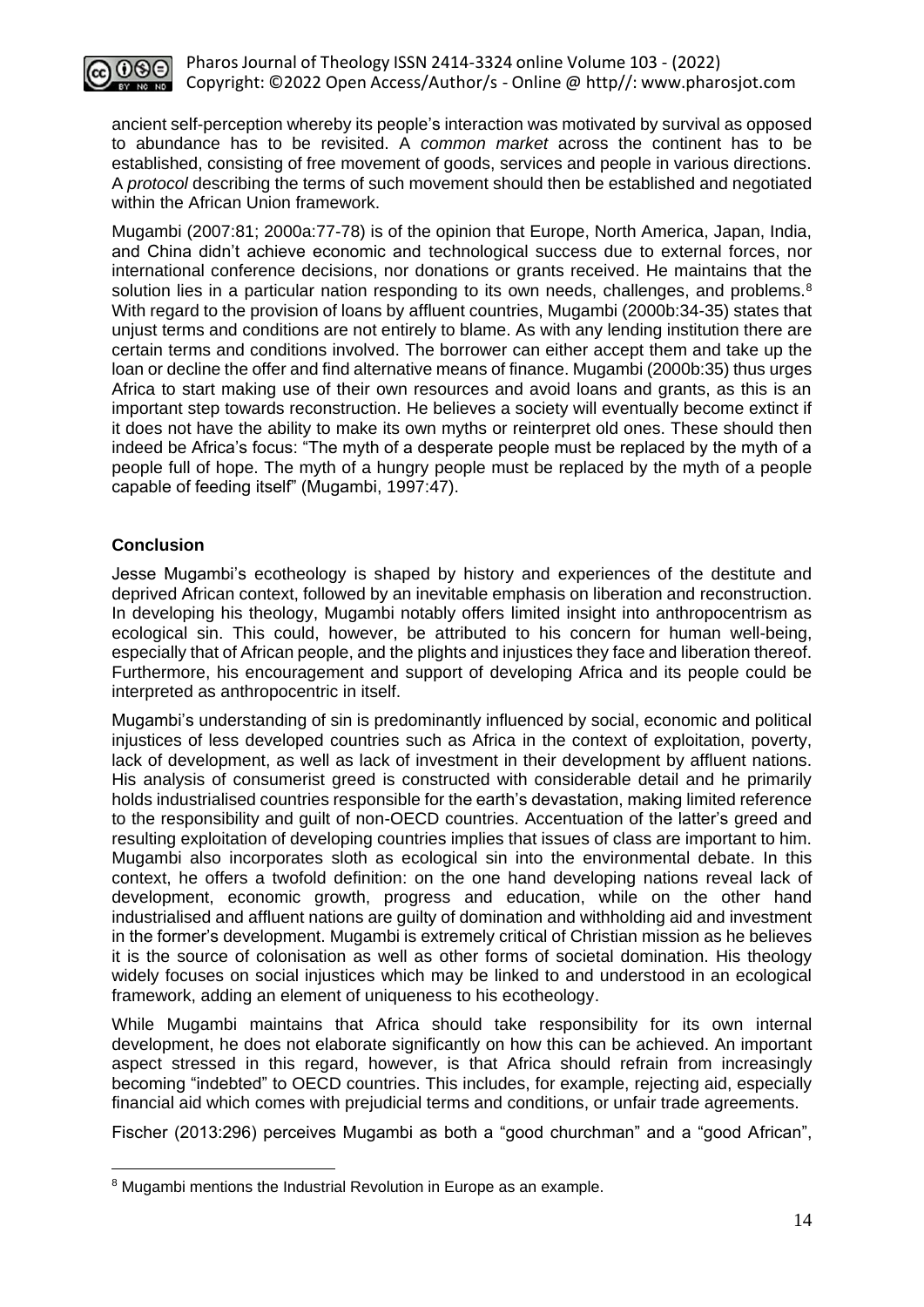ancient self-perception whereby its people's interaction was motivated by survival as opposed to abundance has to be revisited. A *common market* across the continent has to be established, consisting of free movement of goods, services and people in various directions. A *protocol* describing the terms of such movement should then be established and negotiated within the African Union framework.

Mugambi (2007:81; 2000a:77-78) is of the opinion that Europe, North America, Japan, India, and China didn't achieve economic and technological success due to external forces, nor international conference decisions, nor donations or grants received. He maintains that the solution lies in a particular nation responding to its own needs, challenges, and problems.[8] With regard to the provision of loans by affluent countries, Mugambi (2000b:34-35) states that unjust terms and conditions are not entirely to blame. As with any lending institution there are certain terms and conditions involved. The borrower can either accept them and take up the loan or decline the offer and find alternative means of finance. Mugambi (2000b:35) thus urges Africa to start making use of their own resources and avoid loans and grants, as this is an important step towards reconstruction. He believes a society will eventually become extinct if it does not have the ability to make its own myths or reinterpret old ones. These should then indeed be Africa's focus: "The myth of a desperate people must be replaced by the myth of a people full of hope. The myth of a hungry people must be replaced by the myth of a people capable of feeding itself" (Mugambi, 1997:47).

## Conclusion

Jesse Mugambi's ecotheology is shaped by history and experiences of the destitute and deprived African context, followed by an inevitable emphasis on liberation and reconstruction. In developing his theology, Mugambi notably offers limited insight into anthropocentrism as ecological sin. This could, however, be attributed to his concern for human well-being, especially that of African people, and the plights and injustices they face and liberation thereof. Furthermore, his encouragement and support of developing Africa and its people could be interpreted as anthropocentric in itself.

Mugambi's understanding of sin is predominantly influenced by social, economic and political injustices of less developed countries such as Africa in the context of exploitation, poverty, lack of development, as well as lack of investment in their development by affluent nations. His analysis of consumerist greed is constructed with considerable detail and he primarily holds industrialised countries responsible for the earth's devastation, making limited reference to the responsibility and guilt of non-OECD countries. Accentuation of the latter's greed and resulting exploitation of developing countries implies that issues of class are important to him. Mugambi also incorporates sloth as ecological sin into the environmental debate. In this context, he offers a twofold definition: on the one hand developing nations reveal lack of development, economic growth, progress and education, while on the other hand industrialised and affluent nations are guilty of domination and withholding aid and investment in the former's development. Mugambi is extremely critical of Christian mission as he believes it is the source of colonisation as well as other forms of societal domination. His theology widely focuses on social injustices which may be linked to and understood in an ecological framework, adding an element of uniqueness to his ecotheology.

While Mugambi maintains that Africa should take responsibility for its own internal development, he does not elaborate significantly on how this can be achieved. An important aspect stressed in this regard, however, is that Africa should refrain from increasingly becoming "indebted" to OECD countries. This includes, for example, rejecting aid, especially financial aid which comes with prejudicial terms and conditions, or unfair trade agreements.

Fischer (2013:296) perceives Mugambi as both a "good churchman" and a "good African",

[8] Mugambi mentions the Industrial Revolution in Europe as an example.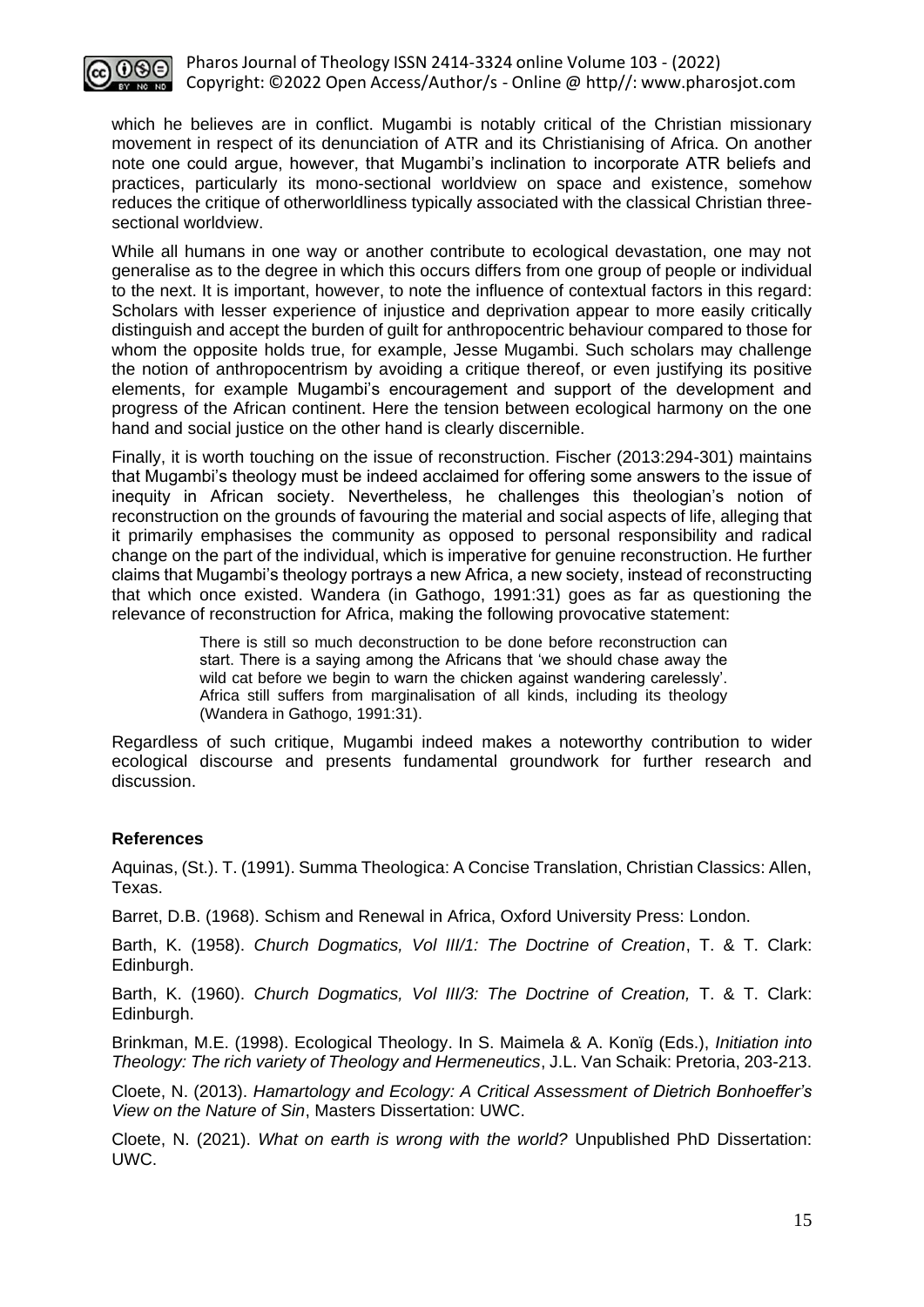which he believes are in conflict. Mugambi is notably critical of the Christian missionary movement in respect of its denunciation of ATR and its Christianising of Africa. On another note one could argue, however, that Mugambi's inclination to incorporate ATR beliefs and practices, particularly its mono-sectional worldview on space and existence, somehow reduces the critique of otherworldliness typically associated with the classical Christian three-sectional worldview.

While all humans in one way or another contribute to ecological devastation, one may not generalise as to the degree in which this occurs differs from one group of people or individual to the next. It is important, however, to note the influence of contextual factors in this regard: Scholars with lesser experience of injustice and deprivation appear to more easily critically distinguish and accept the burden of guilt for anthropocentric behaviour compared to those for whom the opposite holds true, for example, Jesse Mugambi. Such scholars may challenge the notion of anthropocentrism by avoiding a critique thereof, or even justifying its positive elements, for example Mugambi's encouragement and support of the development and progress of the African continent. Here the tension between ecological harmony on the one hand and social justice on the other hand is clearly discernible.

Finally, it is worth touching on the issue of reconstruction. Fischer (2013:294-301) maintains that Mugambi's theology must be indeed acclaimed for offering some answers to the issue of inequity in African society. Nevertheless, he challenges this theologian's notion of reconstruction on the grounds of favouring the material and social aspects of life, alleging that it primarily emphasises the community as opposed to personal responsibility and radical change on the part of the individual, which is imperative for genuine reconstruction. He further claims that Mugambi's theology portrays a new Africa, a new society, instead of reconstructing that which once existed. Wandera (in Gathogo, 1991:31) goes as far as questioning the relevance of reconstruction for Africa, making the following provocative statement:

> There is still so much deconstruction to be done before reconstruction can start. There is a saying among the Africans that 'we should chase away the wild cat before we begin to warn the chicken against wandering carelessly'. Africa still suffers from marginalisation of all kinds, including its theology (Wandera in Gathogo, 1991:31).

Regardless of such critique, Mugambi indeed makes a noteworthy contribution to wider ecological discourse and presents fundamental groundwork for further research and discussion.

## References

Aquinas, (St.). T. (1991). Summa Theologica: A Concise Translation, Christian Classics: Allen, Texas.

Barret, D.B. (1968). Schism and Renewal in Africa, Oxford University Press: London.

Barth, K. (1958). *Church Dogmatics, Vol III/1: The Doctrine of Creation*, T. & T. Clark: Edinburgh.

Barth, K. (1960). *Church Dogmatics, Vol III/3: The Doctrine of Creation,* T. & T. Clark: Edinburgh.

Brinkman, M.E. (1998). Ecological Theology. In S. Maimela & A. Konïg (Eds.), *Initiation into Theology: The rich variety of Theology and Hermeneutics*, J.L. Van Schaik: Pretoria, 203-213.

Cloete, N. (2013). *Hamartology and Ecology: A Critical Assessment of Dietrich Bonhoeffer's View on the Nature of Sin*, Masters Dissertation: UWC.

Cloete, N. (2021). *What on earth is wrong with the world?* Unpublished PhD Dissertation: UWC.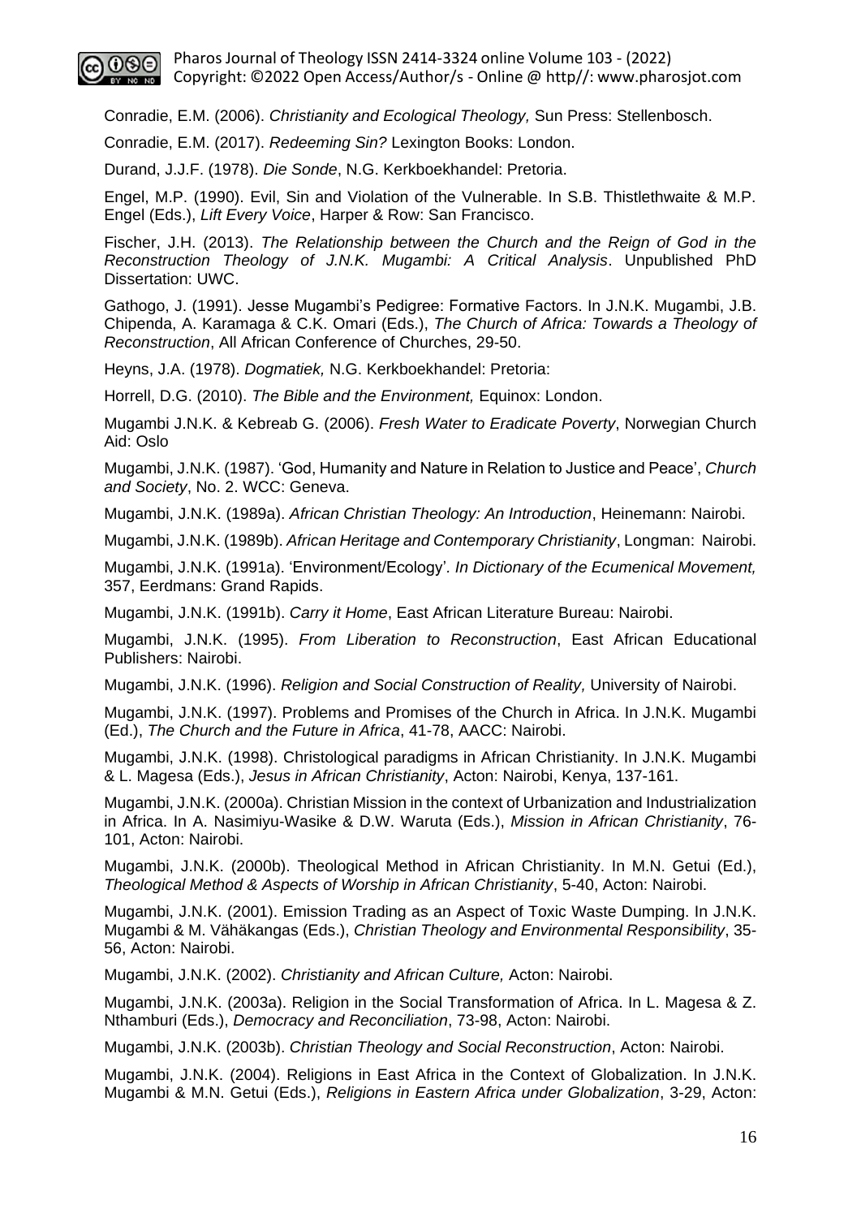Conradie, E.M. (2006). *Christianity and Ecological Theology,* Sun Press: Stellenbosch.

Conradie, E.M. (2017). *Redeeming Sin?* Lexington Books: London.

Durand, J.J.F. (1978). *Die Sonde*, N.G. Kerkboekhandel: Pretoria.

Engel, M.P. (1990). Evil, Sin and Violation of the Vulnerable. In S.B. Thistlethwaite & M.P. Engel (Eds.), *Lift Every Voice*, Harper & Row: San Francisco.

Fischer, J.H. (2013). *The Relationship between the Church and the Reign of God in the Reconstruction Theology of J.N.K. Mugambi: A Critical Analysis*. Unpublished PhD Dissertation: UWC.

Gathogo, J. (1991). Jesse Mugambi's Pedigree: Formative Factors. In J.N.K. Mugambi, J.B. Chipenda, A. Karamaga & C.K. Omari (Eds.), *The Church of Africa: Towards a Theology of Reconstruction*, All African Conference of Churches, 29-50.

Heyns, J.A. (1978). *Dogmatiek,* N.G. Kerkboekhandel: Pretoria:

Horrell, D.G. (2010). *The Bible and the Environment,* Equinox: London.

Mugambi J.N.K. & Kebreab G. (2006). *Fresh Water to Eradicate Poverty*, Norwegian Church Aid: Oslo

Mugambi, J.N.K. (1987). 'God, Humanity and Nature in Relation to Justice and Peace', *Church and Society*, No. 2. WCC: Geneva.

Mugambi, J.N.K. (1989a). *African Christian Theology: An Introduction*, Heinemann: Nairobi.

Mugambi, J.N.K. (1989b). *African Heritage and Contemporary Christianity*, Longman: Nairobi.

Mugambi, J.N.K. (1991a). 'Environment/Ecology'*. In Dictionary of the Ecumenical Movement,* 357, Eerdmans: Grand Rapids.

Mugambi, J.N.K. (1991b). *Carry it Home*, East African Literature Bureau: Nairobi.

Mugambi, J.N.K. (1995). *From Liberation to Reconstruction*, East African Educational Publishers: Nairobi.

Mugambi, J.N.K. (1996). *Religion and Social Construction of Reality,* University of Nairobi.

Mugambi, J.N.K. (1997). Problems and Promises of the Church in Africa. In J.N.K. Mugambi (Ed.), *The Church and the Future in Africa*, 41-78, AACC: Nairobi.

Mugambi, J.N.K. (1998). Christological paradigms in African Christianity. In J.N.K. Mugambi & L. Magesa (Eds.), *Jesus in African Christianity*, Acton: Nairobi, Kenya, 137-161.

Mugambi, J.N.K. (2000a). Christian Mission in the context of Urbanization and Industrialization in Africa. In A. Nasimiyu-Wasike & D.W. Waruta (Eds.), *Mission in African Christianity*, 76-101, Acton: Nairobi.

Mugambi, J.N.K. (2000b). Theological Method in African Christianity. In M.N. Getui (Ed.), *Theological Method & Aspects of Worship in African Christianity*, 5-40, Acton: Nairobi.

Mugambi, J.N.K. (2001). Emission Trading as an Aspect of Toxic Waste Dumping. In J.N.K. Mugambi & M. Vähäkangas (Eds.), *Christian Theology and Environmental Responsibility*, 35-56, Acton: Nairobi.

Mugambi, J.N.K. (2002). *Christianity and African Culture,* Acton: Nairobi.

Mugambi, J.N.K. (2003a). Religion in the Social Transformation of Africa. In L. Magesa & Z. Nthamburi (Eds.), *Democracy and Reconciliation*, 73-98, Acton: Nairobi.

Mugambi, J.N.K. (2003b). *Christian Theology and Social Reconstruction*, Acton: Nairobi.

Mugambi, J.N.K. (2004). Religions in East Africa in the Context of Globalization. In J.N.K. Mugambi & M.N. Getui (Eds.), *Religions in Eastern Africa under Globalization*, 3-29, Acton: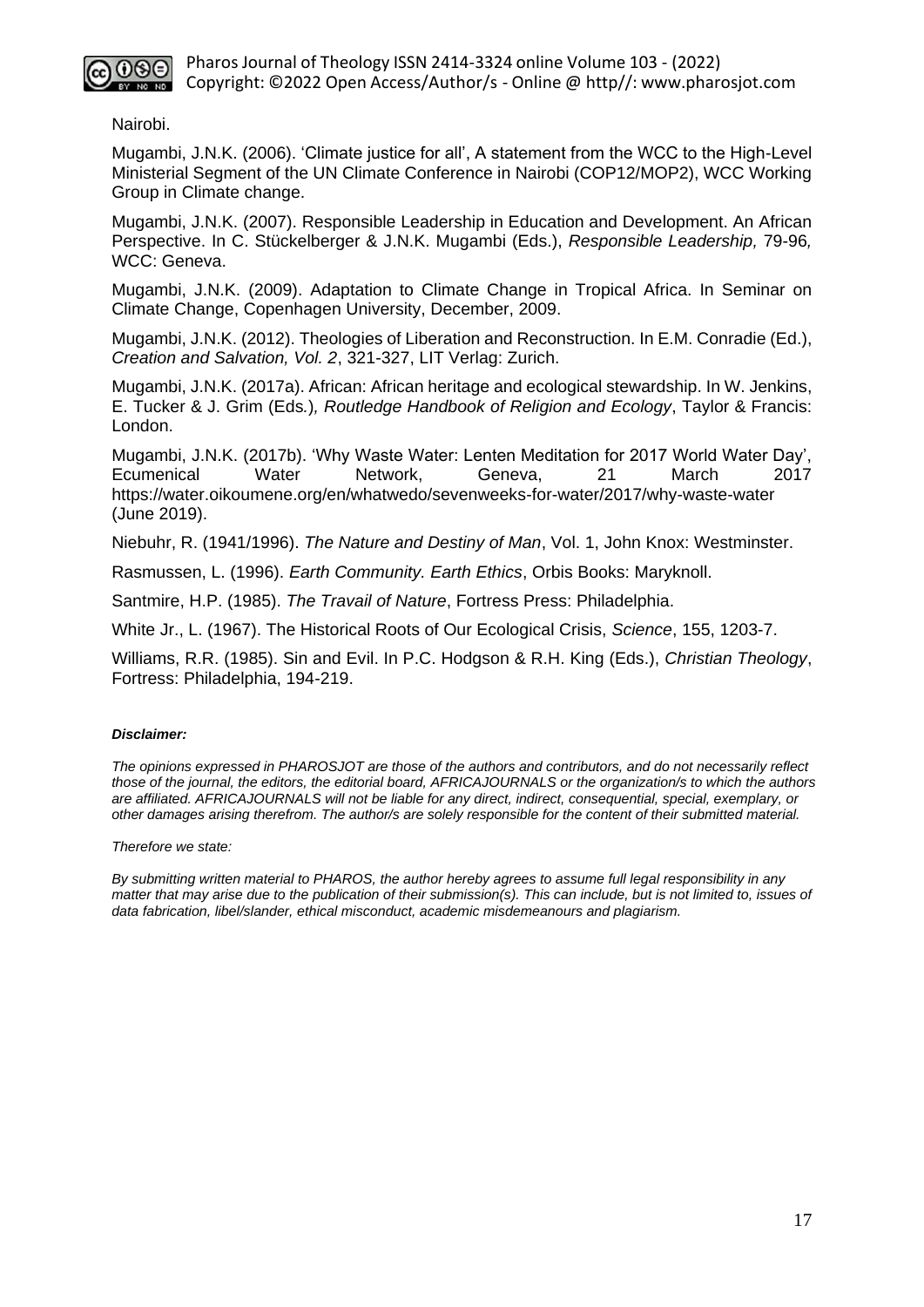Nairobi.

Mugambi, J.N.K. (2006). 'Climate justice for all', A statement from the WCC to the High-Level Ministerial Segment of the UN Climate Conference in Nairobi (COP12/MOP2), WCC Working Group in Climate change.

Mugambi, J.N.K. (2007). Responsible Leadership in Education and Development. An African Perspective. In C. Stückelberger & J.N.K. Mugambi (Eds.), *Responsible Leadership,* 79-96*,* WCC: Geneva.

Mugambi, J.N.K. (2009). Adaptation to Climate Change in Tropical Africa. In Seminar on Climate Change, Copenhagen University, December, 2009.

Mugambi, J.N.K. (2012). Theologies of Liberation and Reconstruction. In E.M. Conradie (Ed.), *Creation and Salvation, Vol. 2*, 321-327, LIT Verlag: Zurich.

Mugambi, J.N.K. (2017a). African: African heritage and ecological stewardship. In W. Jenkins, E. Tucker & J. Grim (Eds*.*)*, Routledge Handbook of Religion and Ecology*, Taylor & Francis: London.

Mugambi, J.N.K. (2017b). 'Why Waste Water: Lenten Meditation for 2017 World Water Day', Ecumenical Water Network, Geneva, 21 March 2017 https://water.oikoumene.org/en/whatwedo/sevenweeks-for-water/2017/why-waste-water (June 2019).

Niebuhr, R. (1941/1996). *The Nature and Destiny of Man*, Vol. 1, John Knox: Westminster.

Rasmussen, L. (1996). *Earth Community. Earth Ethics*, Orbis Books: Maryknoll.

Santmire, H.P. (1985). *The Travail of Nature*, Fortress Press: Philadelphia.

White Jr., L. (1967). The Historical Roots of Our Ecological Crisis, *Science*, 155, 1203-7.

Williams, R.R. (1985). Sin and Evil. In P.C. Hodgson & R.H. King (Eds.), *Christian Theology*, Fortress: Philadelphia, 194-219.

***Disclaimer:***

*The opinions expressed in PHAROSJOT are those of the authors and contributors, and do not necessarily reflect those of the journal, the editors, the editorial board, AFRICAJOURNALS or the organization/s to which the authors are affiliated. AFRICAJOURNALS will not be liable for any direct, indirect, consequential, special, exemplary, or other damages arising therefrom. The author/s are solely responsible for the content of their submitted material.*

*Therefore we state:*

*By submitting written material to PHAROS, the author hereby agrees to assume full legal responsibility in any matter that may arise due to the publication of their submission(s). This can include, but is not limited to, issues of data fabrication, libel/slander, ethical misconduct, academic misdemeanours and plagiarism.*